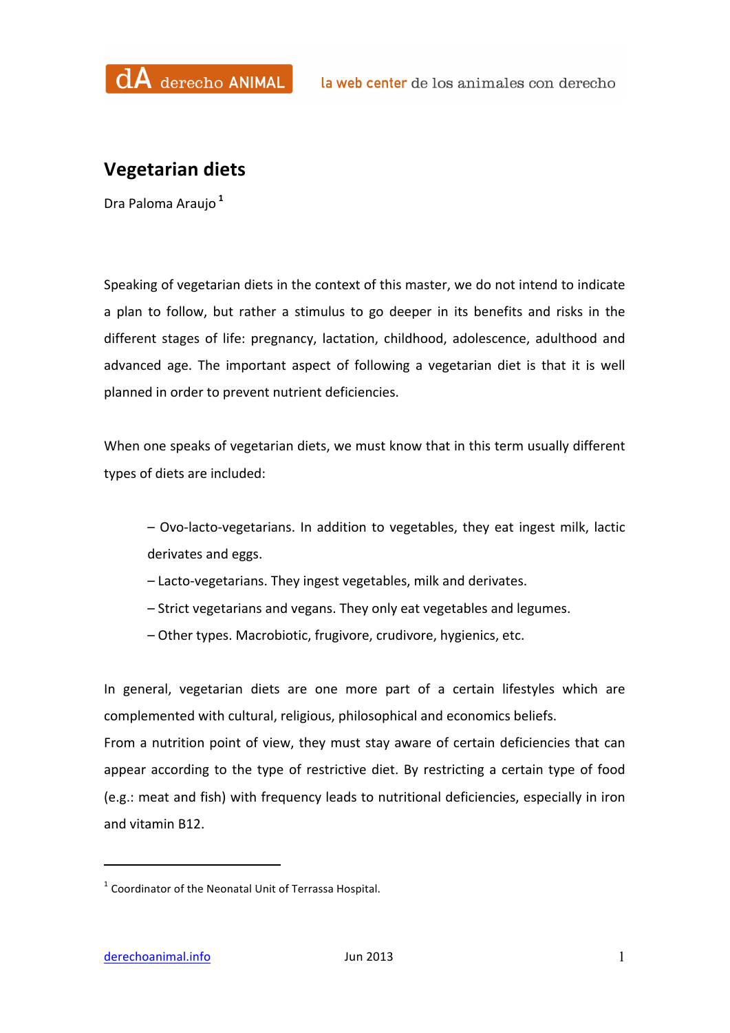# Vegetarian diets

Dra Paloma Araujo [1]

Speaking of vegetarian diets in the context of this master, we do not intend to indicate a plan to follow, but rather a stimulus to go deeper in its benefits and risks in the different stages of life: pregnancy, lactation, childhood, adolescence, adulthood and advanced age. The important aspect of following a vegetarian diet is that it is well planned in order to prevent nutrient deficiencies.

When one speaks of vegetarian diets, we must know that in this term usually different types of diets are included:

– Ovo-lacto-vegetarians. In addition to vegetables, they eat ingest milk, lactic derivates and eggs.
– Lacto-vegetarians. They ingest vegetables, milk and derivates.
– Strict vegetarians and vegans. They only eat vegetables and legumes.
– Other types. Macrobiotic, frugivore, crudivore, hygienics, etc.

In general, vegetarian diets are one more part of a certain lifestyles which are complemented with cultural, religious, philosophical and economics beliefs.
From a nutrition point of view, they must stay aware of certain deficiencies that can appear according to the type of restrictive diet. By restricting a certain type of food (e.g.: meat and fish) with frequency leads to nutritional deficiencies, especially in iron and vitamin B12.

[1] Coordinator of the Neonatal Unit of Terrassa Hospital.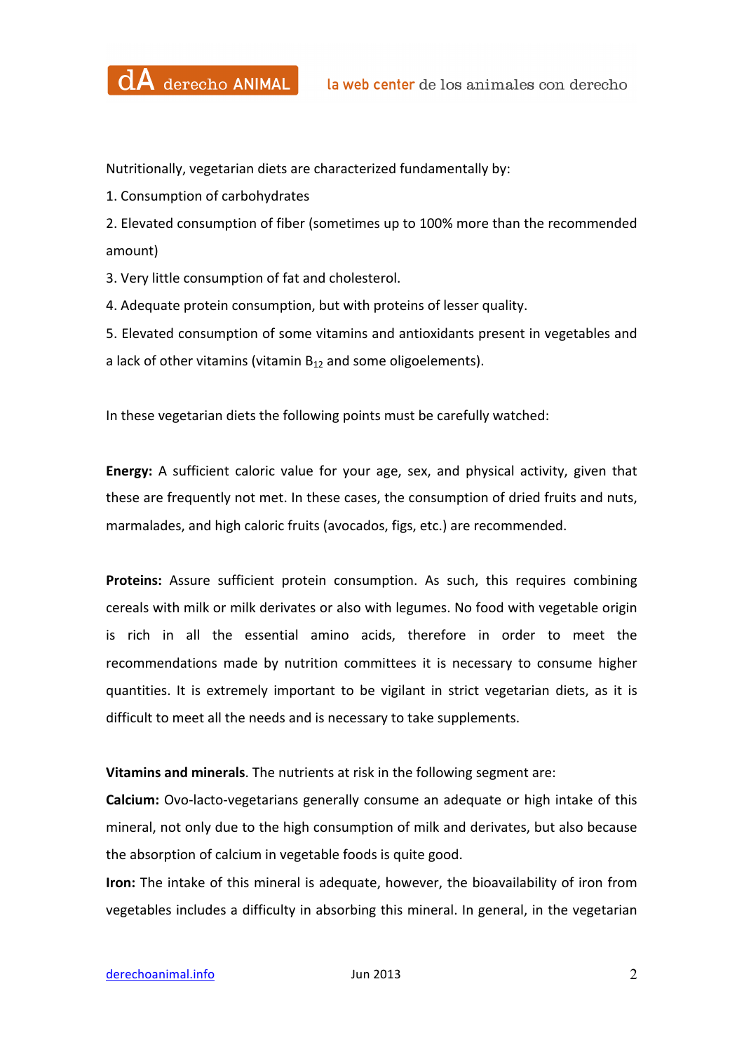Nutritionally, vegetarian diets are characterized fundamentally by:

1. Consumption of carbohydrates
2. Elevated consumption of fiber (sometimes up to 100% more than the recommended amount)
3. Very little consumption of fat and cholesterol.
4. Adequate protein consumption, but with proteins of lesser quality.
5. Elevated consumption of some vitamins and antioxidants present in vegetables and a lack of other vitamins (vitamin $B_{12}$ and some oligoelements).

In these vegetarian diets the following points must be carefully watched:

**Energy:** A sufficient caloric value for your age, sex, and physical activity, given that these are frequently not met. In these cases, the consumption of dried fruits and nuts, marmalades, and high caloric fruits (avocados, figs, etc.) are recommended.

**Proteins:** Assure sufficient protein consumption. As such, this requires combining cereals with milk or milk derivates or also with legumes. No food with vegetable origin is rich in all the essential amino acids, therefore in order to meet the recommendations made by nutrition committees it is necessary to consume higher quantities. It is extremely important to be vigilant in strict vegetarian diets, as it is difficult to meet all the needs and is necessary to take supplements.

**Vitamins and minerals**. The nutrients at risk in the following segment are:

**Calcium:** Ovo-lacto-vegetarians generally consume an adequate or high intake of this mineral, not only due to the high consumption of milk and derivates, but also because the absorption of calcium in vegetable foods is quite good.

**Iron:** The intake of this mineral is adequate, however, the bioavailability of iron from vegetables includes a difficulty in absorbing this mineral. In general, in the vegetarian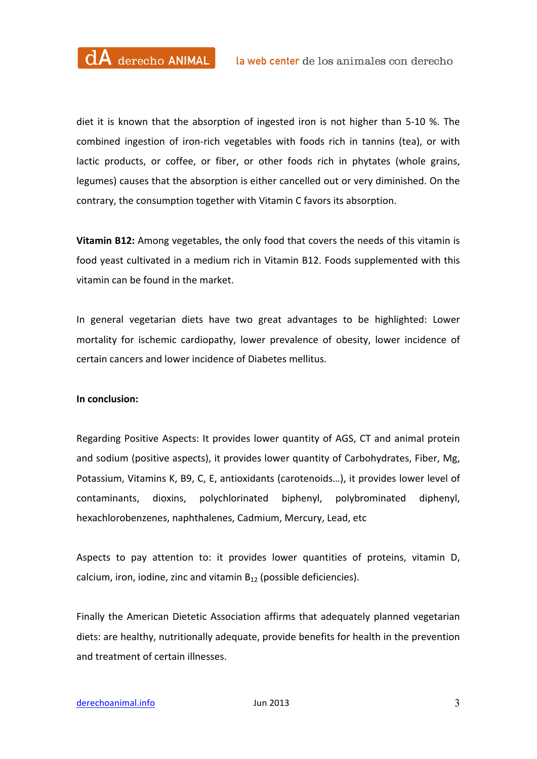diet it is known that the absorption of ingested iron is not higher than 5-10 %. The combined ingestion of iron-rich vegetables with foods rich in tannins (tea), or with lactic products, or coffee, or fiber, or other foods rich in phytates (whole grains, legumes) causes that the absorption is either cancelled out or very diminished. On the contrary, the consumption together with Vitamin C favors its absorption.

**Vitamin B12:** Among vegetables, the only food that covers the needs of this vitamin is food yeast cultivated in a medium rich in Vitamin B12. Foods supplemented with this vitamin can be found in the market.

In general vegetarian diets have two great advantages to be highlighted: Lower mortality for ischemic cardiopathy, lower prevalence of obesity, lower incidence of certain cancers and lower incidence of Diabetes mellitus.

**In conclusion:**

Regarding Positive Aspects: It provides lower quantity of AGS, CT and animal protein and sodium (positive aspects), it provides lower quantity of Carbohydrates, Fiber, Mg, Potassium, Vitamins K, B9, C, E, antioxidants (carotenoids…), it provides lower level of contaminants, dioxins, polychlorinated biphenyl, polybrominated diphenyl, hexachlorobenzenes, naphthalenes, Cadmium, Mercury, Lead, etc

Aspects to pay attention to: it provides lower quantities of proteins, vitamin D, calcium, iron, iodine, zinc and vitamin $B_{12}$ (possible deficiencies).

Finally the American Dietetic Association affirms that adequately planned vegetarian diets: are healthy, nutritionally adequate, provide benefits for health in the prevention and treatment of certain illnesses.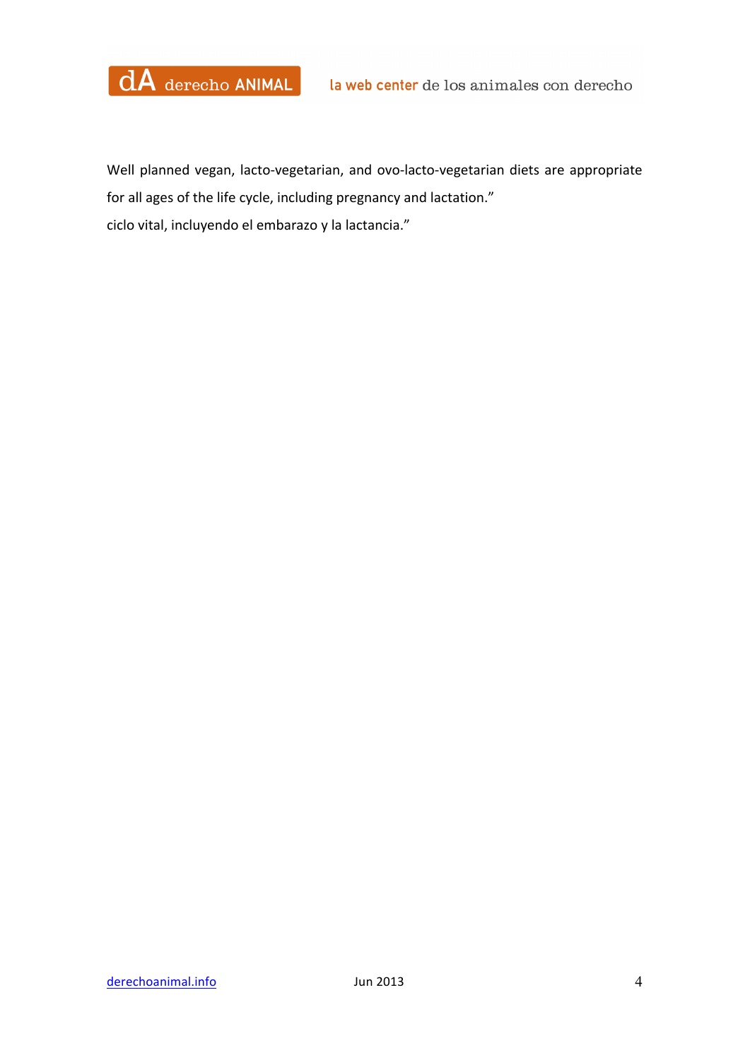Well planned vegan, lacto-vegetarian, and ovo-lacto-vegetarian diets are appropriate for all ages of the life cycle, including pregnancy and lactation."

ciclo vital, incluyendo el embarazo y la lactancia."